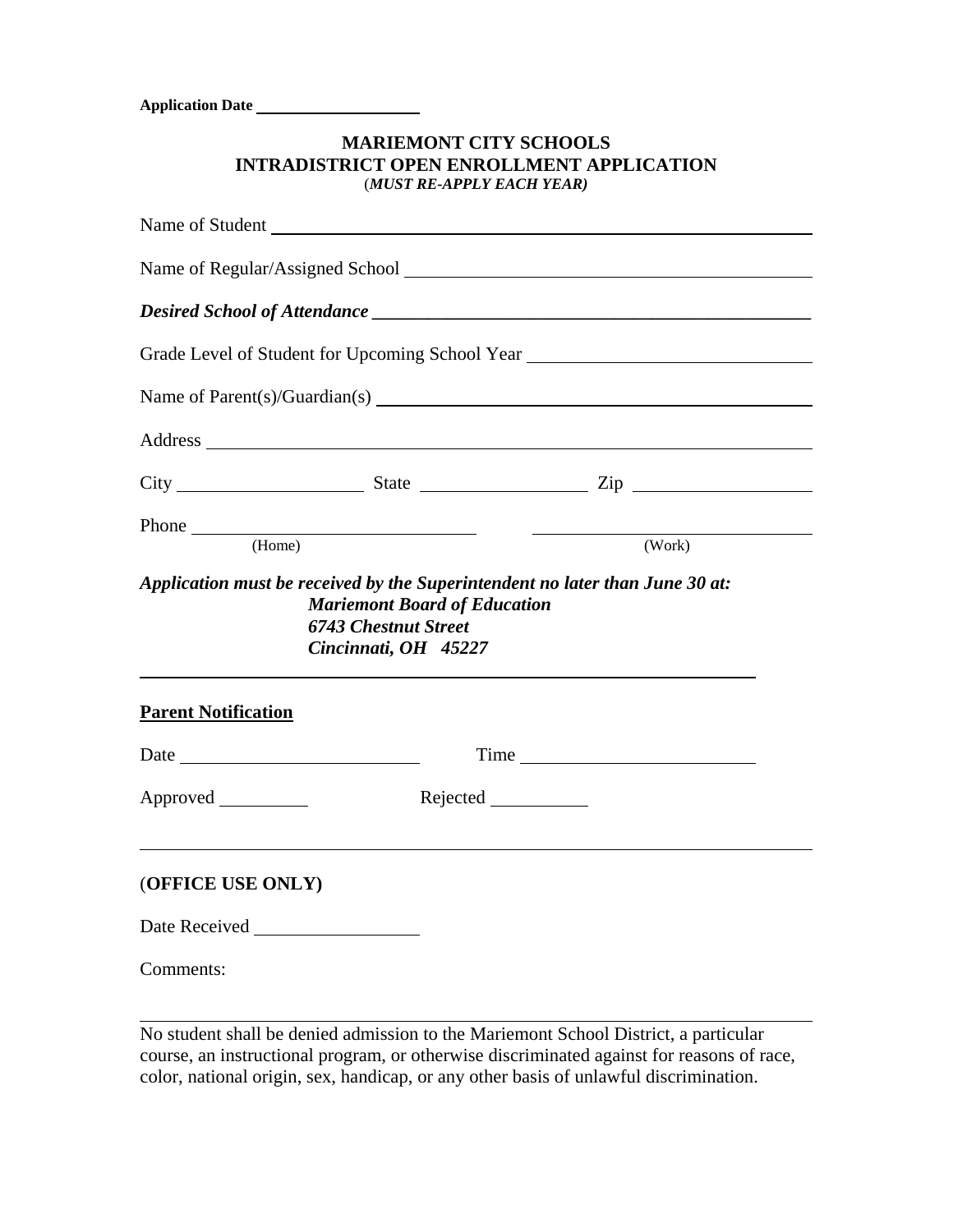**Application Date** ____________________

**MARIEMONT CITY SCHOOLS**
**INTRADISTRICT OPEN ENROLLMENT APPLICATION**
(***MUST RE-APPLY EACH YEAR)***

Name of Student ____________________________________________

Name of Regular/Assigned School ____________________________________________

***Desired School of Attendance*** ____________________________________________

Grade Level of Student for Upcoming School Year ______________________________

Name of Parent(s)/Guardian(s) ____________________________________________

Address ____________________________________________

City ____________________ State __________________ Zip ____________________

Phone ______________________________ ______________________________
(Home) (Work)

***Application must be received by the Superintendent no later than June 30 at:***
***Mariemont Board of Education***
***6743 Chestnut Street***
***Cincinnati, OH 45227***

---

**Parent Notification**

Date __________________________ Time __________________________

Approved __________ Rejected ___________

---

(**OFFICE USE ONLY)**

Date Received __________________

Comments:

---

No student shall be denied admission to the Mariemont School District, a particular course, an instructional program, or otherwise discriminated against for reasons of race, color, national origin, sex, handicap, or any other basis of unlawful discrimination.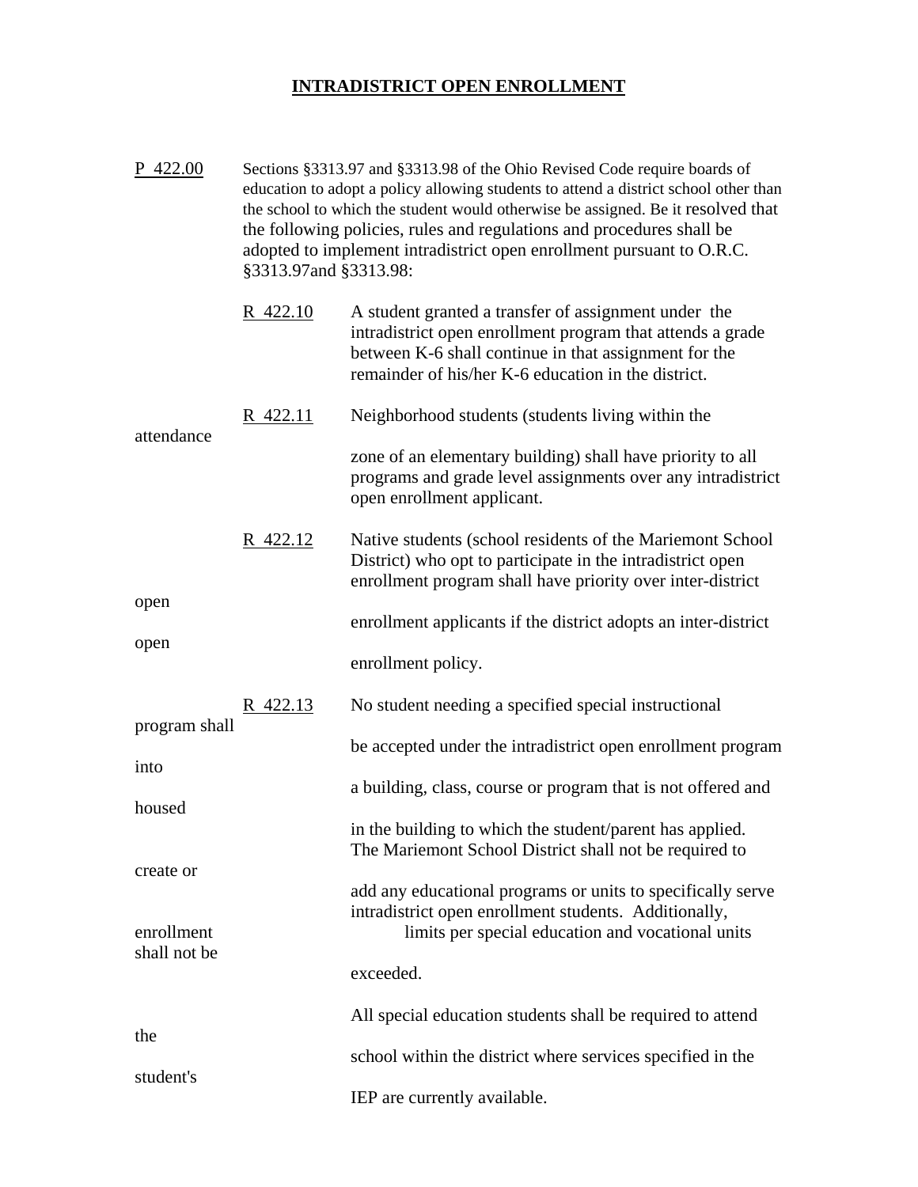# INTRADISTRICT OPEN ENROLLMENT

P 422.00 — Sections §3313.97 and §3313.98 of the Ohio Revised Code require boards of education to adopt a policy allowing students to attend a district school other than the school to which the student would otherwise be assigned. Be it resolved that the following policies, rules and regulations and procedures shall be adopted to implement intradistrict open enrollment pursuant to O.R.C. §3313.97and §3313.98:

R 422.10 — A student granted a transfer of assignment under the intradistrict open enrollment program that attends a grade between K-6 shall continue in that assignment for the remainder of his/her K-6 education in the district.

R 422.11 — Neighborhood students (students living within the attendance zone of an elementary building) shall have priority to all programs and grade level assignments over any intradistrict open enrollment applicant.

R 422.12 — Native students (school residents of the Mariemont School District) who opt to participate in the intradistrict open enrollment program shall have priority over inter-district open enrollment applicants if the district adopts an inter-district open enrollment policy.

R 422.13 — No student needing a specified special instructional program shall be accepted under the intradistrict open enrollment program into a building, class, course or program that is not offered and housed in the building to which the student/parent has applied. The Mariemont School District shall not be required to create or add any educational programs or units to specifically serve intradistrict open enrollment students. Additionally, enrollment limits per special education and vocational units shall not be exceeded.

All special education students shall be required to attend the school within the district where services specified in the student's IEP are currently available.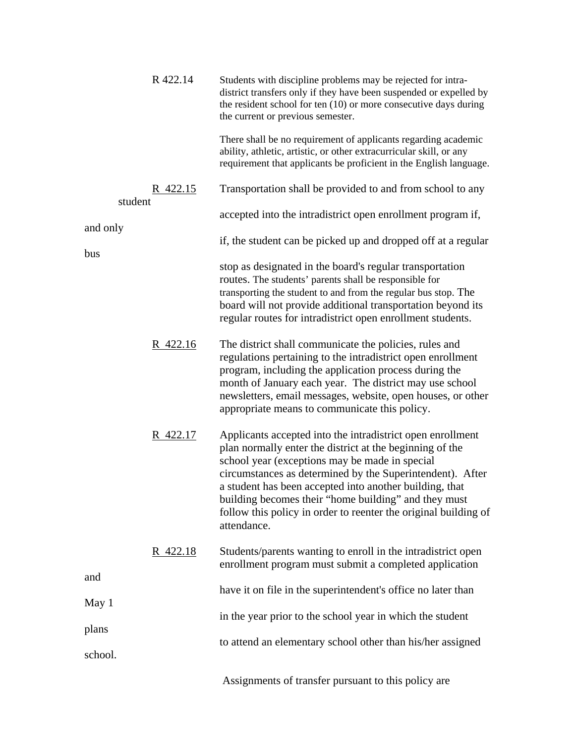R 422.14 Students with discipline problems may be rejected for intra-district transfers only if they have been suspended or expelled by the resident school for ten (10) or more consecutive days during the current or previous semester.

There shall be no requirement of applicants regarding academic ability, athletic, artistic, or other extracurricular skill, or any requirement that applicants be proficient in the English language.

R 422.15 Transportation shall be provided to and from school to any student accepted into the intradistrict open enrollment program if, and only if, the student can be picked up and dropped off at a regular bus stop as designated in the board's regular transportation routes. The students' parents shall be responsible for transporting the student to and from the regular bus stop. The board will not provide additional transportation beyond its regular routes for intradistrict open enrollment students.

R 422.16 The district shall communicate the policies, rules and regulations pertaining to the intradistrict open enrollment program, including the application process during the month of January each year. The district may use school newsletters, email messages, website, open houses, or other appropriate means to communicate this policy.

R 422.17 Applicants accepted into the intradistrict open enrollment plan normally enter the district at the beginning of the school year (exceptions may be made in special circumstances as determined by the Superintendent). After a student has been accepted into another building, that building becomes their "home building" and they must follow this policy in order to reenter the original building of attendance.

R 422.18 Students/parents wanting to enroll in the intradistrict open enrollment program must submit a completed application and have it on file in the superintendent's office no later than May 1 in the year prior to the school year in which the student plans to attend an elementary school other than his/her assigned school.

Assignments of transfer pursuant to this policy are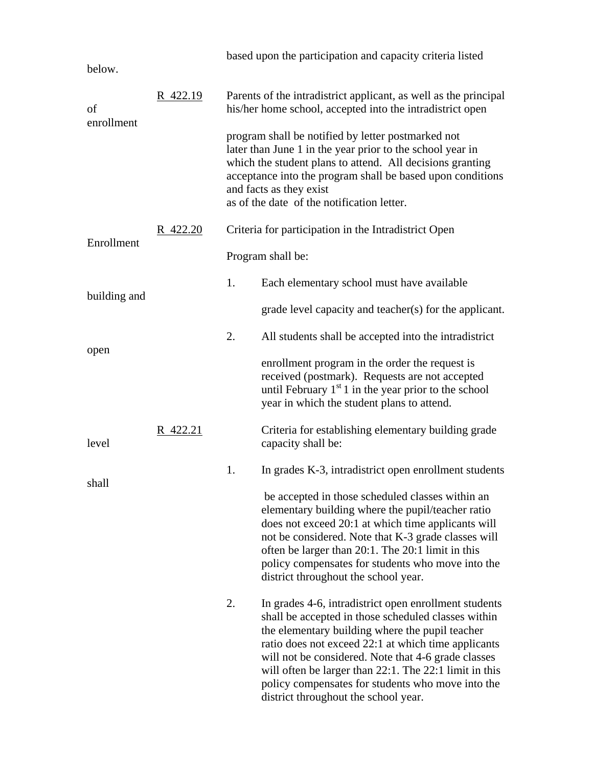based upon the participation and capacity criteria listed below.

**Notification of enrollment** — R 422.19

Parents of the intradistrict applicant, as well as the principal of his/her home school, accepted into the intradistrict open enrollment program shall be notified by letter postmarked not later than June 1 in the year prior to the school year in which the student plans to attend. All decisions granting acceptance into the program shall be based upon conditions and facts as they exist as of the date of the notification letter.

**Enrollment** — R 422.20

Criteria for participation in the Intradistrict Open Enrollment Program shall be:

1. Each elementary school must have available building and grade level capacity and teacher(s) for the applicant.
2. All students shall be accepted into the intradistrict open enrollment program in the order the request is received (postmark). Requests are not accepted until February 1st 1 in the year prior to the school year in which the student plans to attend.

**level** — R 422.21

Criteria for establishing elementary building grade level capacity shall be:

1. In grades K-3, intradistrict open enrollment students shall be accepted in those scheduled classes within an elementary building where the pupil/teacher ratio does not exceed 20:1 at which time applicants will not be considered. Note that K-3 grade classes will often be larger than 20:1. The 20:1 limit in this policy compensates for students who move into the district throughout the school year.
2. In grades 4-6, intradistrict open enrollment students shall be accepted in those scheduled classes within the elementary building where the pupil teacher ratio does not exceed 22:1 at which time applicants will not be considered. Note that 4-6 grade classes will often be larger than 22:1. The 22:1 limit in this policy compensates for students who move into the district throughout the school year.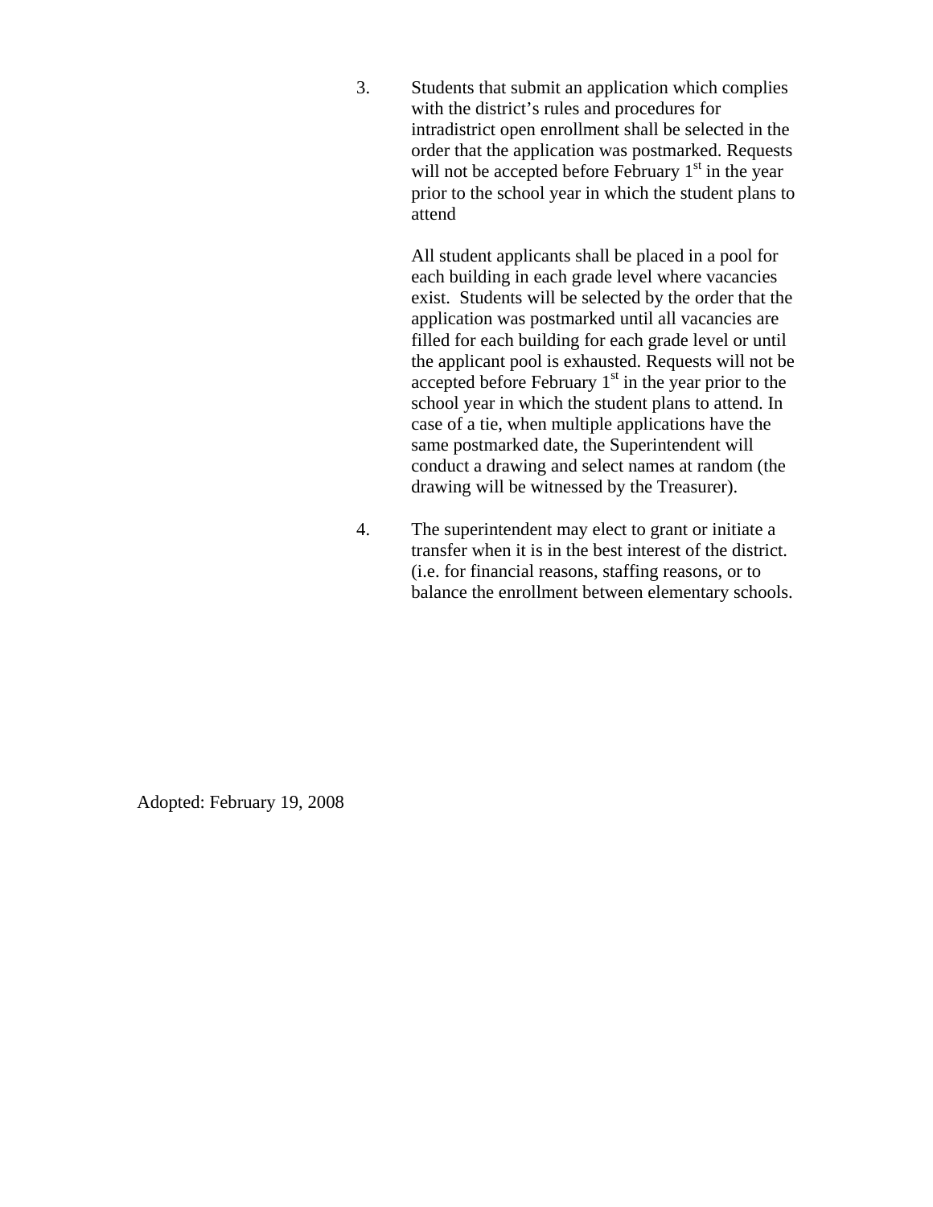3. Students that submit an application which complies with the district's rules and procedures for intradistrict open enrollment shall be selected in the order that the application was postmarked. Requests will not be accepted before February 1st in the year prior to the school year in which the student plans to attend

   All student applicants shall be placed in a pool for each building in each grade level where vacancies exist. Students will be selected by the order that the application was postmarked until all vacancies are filled for each building for each grade level or until the applicant pool is exhausted. Requests will not be accepted before February 1st in the year prior to the school year in which the student plans to attend. In case of a tie, when multiple applications have the same postmarked date, the Superintendent will conduct a drawing and select names at random (the drawing will be witnessed by the Treasurer).

4. The superintendent may elect to grant or initiate a transfer when it is in the best interest of the district. (i.e. for financial reasons, staffing reasons, or to balance the enrollment between elementary schools.

Adopted: February 19, 2008